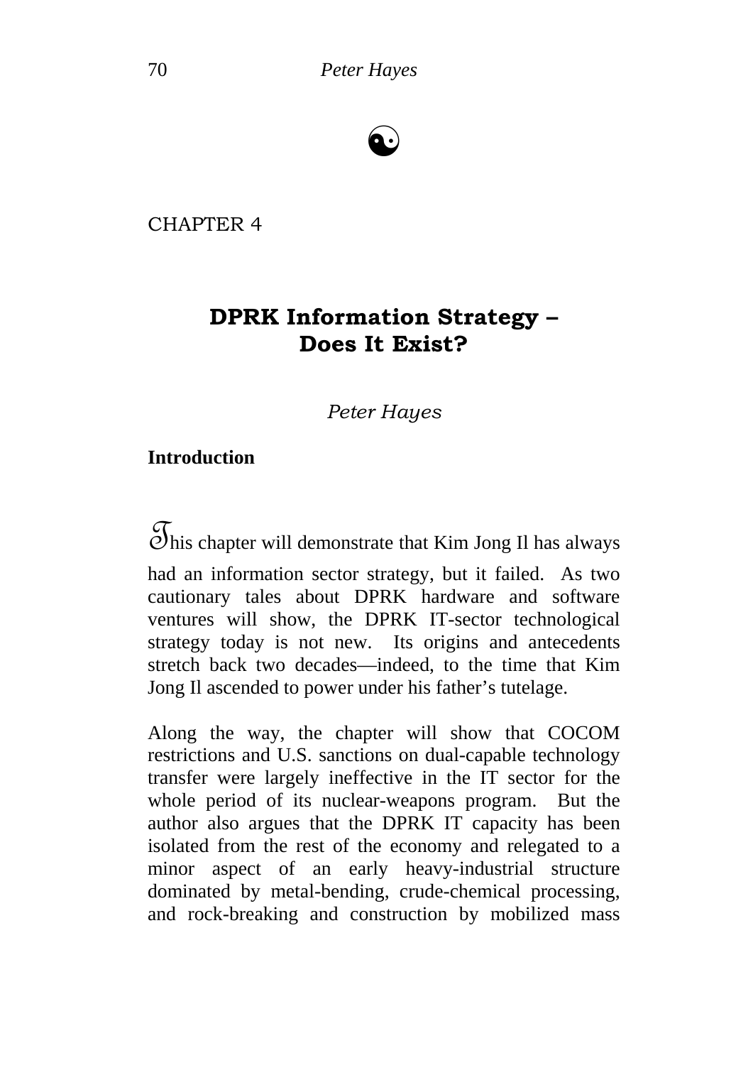CHAPTER 4

# DPRK Information Strategy – Does It Exist?

*Peter Hayes*

## Introduction

This chapter will demonstrate that Kim Jong Il has always had an information sector strategy, but it failed. As two cautionary tales about DPRK hardware and software ventures will show, the DPRK IT-sector technological strategy today is not new. Its origins and antecedents stretch back two decades—indeed, to the time that Kim Jong Il ascended to power under his father's tutelage.

Along the way, the chapter will show that COCOM restrictions and U.S. sanctions on dual-capable technology transfer were largely ineffective in the IT sector for the whole period of its nuclear-weapons program. But the author also argues that the DPRK IT capacity has been isolated from the rest of the economy and relegated to a minor aspect of an early heavy-industrial structure dominated by metal-bending, crude-chemical processing, and rock-breaking and construction by mobilized mass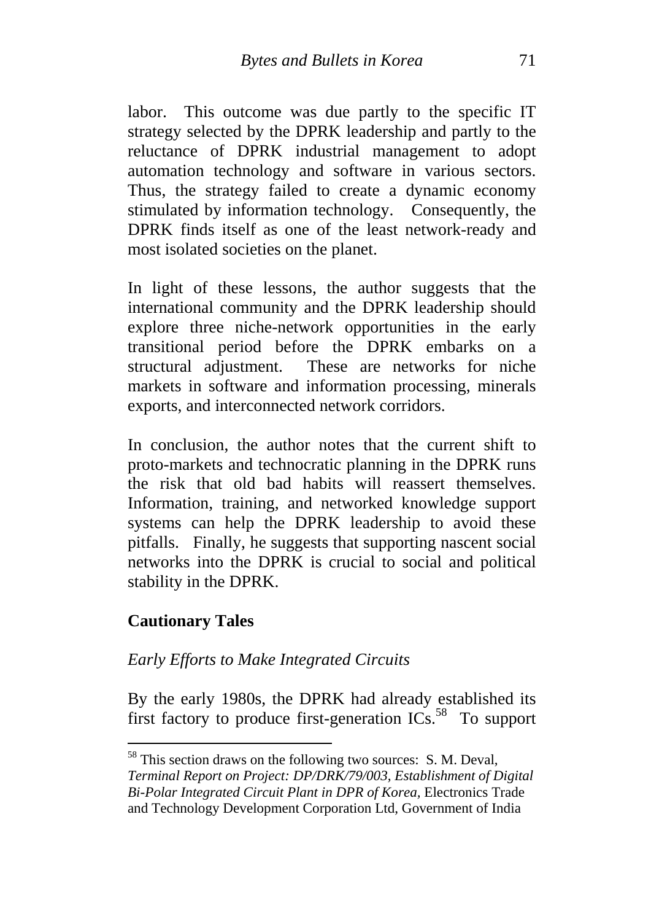labor. This outcome was due partly to the specific IT strategy selected by the DPRK leadership and partly to the reluctance of DPRK industrial management to adopt automation technology and software in various sectors. Thus, the strategy failed to create a dynamic economy stimulated by information technology. Consequently, the DPRK finds itself as one of the least network-ready and most isolated societies on the planet.

In light of these lessons, the author suggests that the international community and the DPRK leadership should explore three niche-network opportunities in the early transitional period before the DPRK embarks on a structural adjustment. These are networks for niche markets in software and information processing, minerals exports, and interconnected network corridors.

In conclusion, the author notes that the current shift to proto-markets and technocratic planning in the DPRK runs the risk that old bad habits will reassert themselves. Information, training, and networked knowledge support systems can help the DPRK leadership to avoid these pitfalls. Finally, he suggests that supporting nascent social networks into the DPRK is crucial to social and political stability in the DPRK.

## Cautionary Tales

### *Early Efforts to Make Integrated Circuits*

By the early 1980s, the DPRK had already established its first factory to produce first-generation ICs.[58] To support

---

[58] This section draws on the following two sources: S. M. Deval, *Terminal Report on Project: DP/DRK/79/003, Establishment of Digital Bi-Polar Integrated Circuit Plant in DPR of Korea,* Electronics Trade and Technology Development Corporation Ltd, Government of India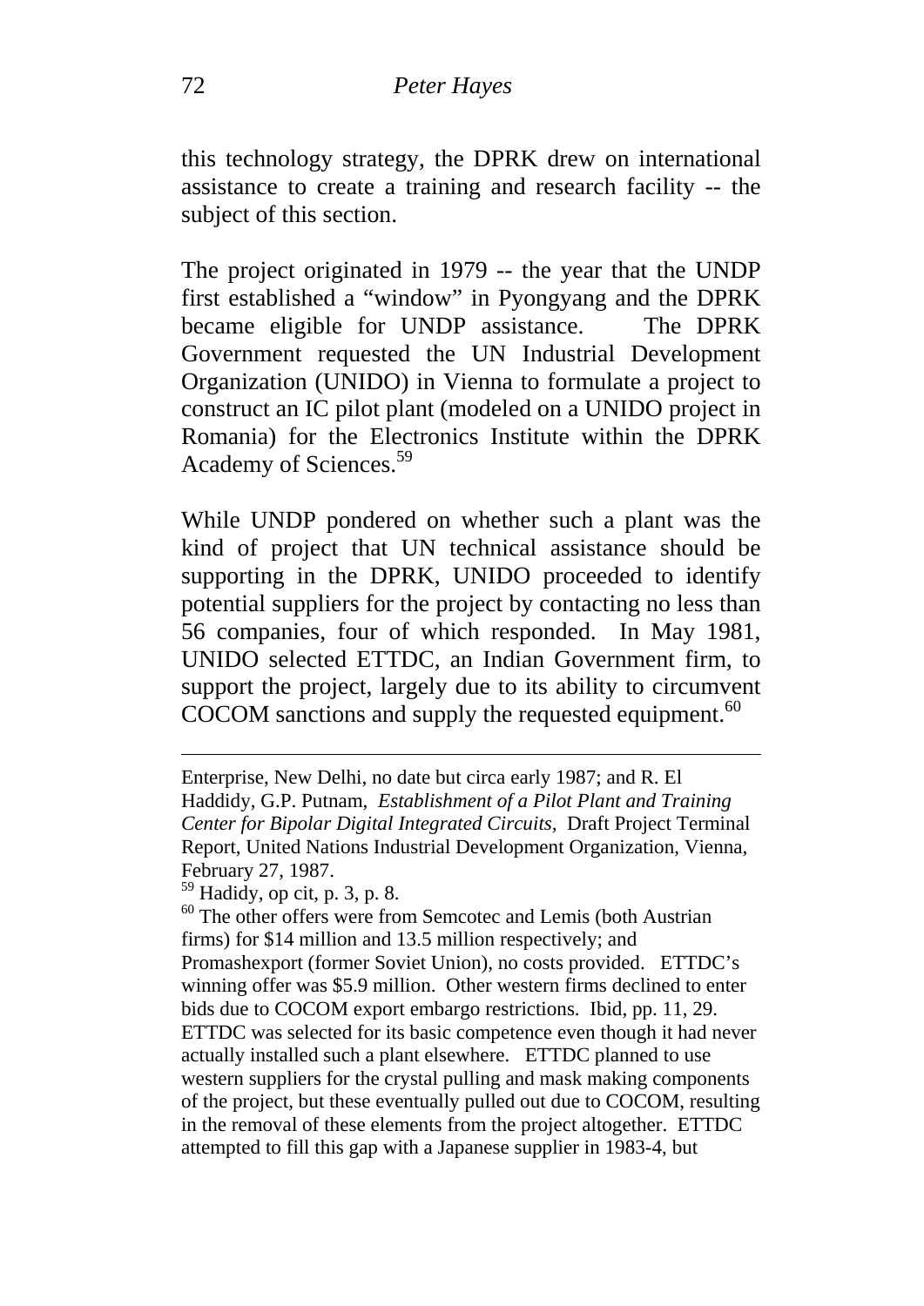this technology strategy, the DPRK drew on international assistance to create a training and research facility -- the subject of this section.

The project originated in 1979 -- the year that the UNDP first established a "window" in Pyongyang and the DPRK became eligible for UNDP assistance. The DPRK Government requested the UN Industrial Development Organization (UNIDO) in Vienna to formulate a project to construct an IC pilot plant (modeled on a UNIDO project in Romania) for the Electronics Institute within the DPRK Academy of Sciences.[59]

While UNDP pondered on whether such a plant was the kind of project that UN technical assistance should be supporting in the DPRK, UNIDO proceeded to identify potential suppliers for the project by contacting no less than 56 companies, four of which responded. In May 1981, UNIDO selected ETTDC, an Indian Government firm, to support the project, largely due to its ability to circumvent COCOM sanctions and supply the requested equipment.[60]

---

Enterprise, New Delhi, no date but circa early 1987; and R. El Haddidy, G.P. Putnam, *Establishment of a Pilot Plant and Training Center for Bipolar Digital Integrated Circuits,* Draft Project Terminal Report, United Nations Industrial Development Organization, Vienna, February 27, 1987.

[59] Hadidy, op cit, p. 3, p. 8.

[60] The other offers were from Semcotec and Lemis (both Austrian firms) for $14 million and 13.5 million respectively; and Promashexport (former Soviet Union), no costs provided. ETTDC's winning offer was $5.9 million. Other western firms declined to enter bids due to COCOM export embargo restrictions. Ibid, pp. 11, 29. ETTDC was selected for its basic competence even though it had never actually installed such a plant elsewhere. ETTDC planned to use western suppliers for the crystal pulling and mask making components of the project, but these eventually pulled out due to COCOM, resulting in the removal of these elements from the project altogether. ETTDC attempted to fill this gap with a Japanese supplier in 1983-4, but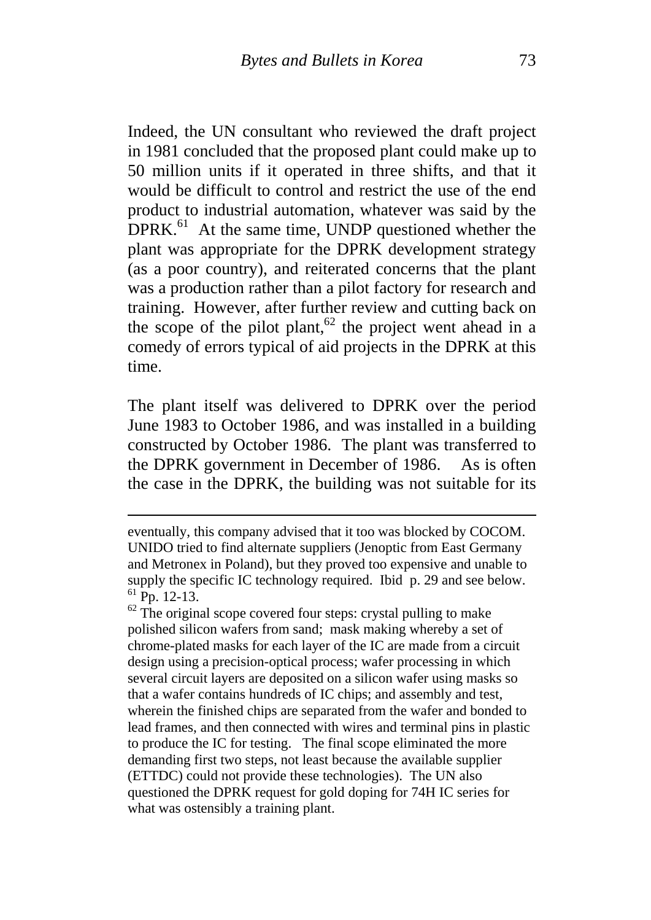Indeed, the UN consultant who reviewed the draft project in 1981 concluded that the proposed plant could make up to 50 million units if it operated in three shifts, and that it would be difficult to control and restrict the use of the end product to industrial automation, whatever was said by the DPRK.[61] At the same time, UNDP questioned whether the plant was appropriate for the DPRK development strategy (as a poor country), and reiterated concerns that the plant was a production rather than a pilot factory for research and training. However, after further review and cutting back on the scope of the pilot plant,[62] the project went ahead in a comedy of errors typical of aid projects in the DPRK at this time.

The plant itself was delivered to DPRK over the period June 1983 to October 1986, and was installed in a building constructed by October 1986. The plant was transferred to the DPRK government in December of 1986. As is often the case in the DPRK, the building was not suitable for its

---

eventually, this company advised that it too was blocked by COCOM. UNIDO tried to find alternate suppliers (Jenoptic from East Germany and Metronex in Poland), but they proved too expensive and unable to supply the specific IC technology required. Ibid p. 29 and see below.

[61] Pp. 12-13.

[62] The original scope covered four steps: crystal pulling to make polished silicon wafers from sand; mask making whereby a set of chrome-plated masks for each layer of the IC are made from a circuit design using a precision-optical process; wafer processing in which several circuit layers are deposited on a silicon wafer using masks so that a wafer contains hundreds of IC chips; and assembly and test, wherein the finished chips are separated from the wafer and bonded to lead frames, and then connected with wires and terminal pins in plastic to produce the IC for testing. The final scope eliminated the more demanding first two steps, not least because the available supplier (ETTDC) could not provide these technologies). The UN also questioned the DPRK request for gold doping for 74H IC series for what was ostensibly a training plant.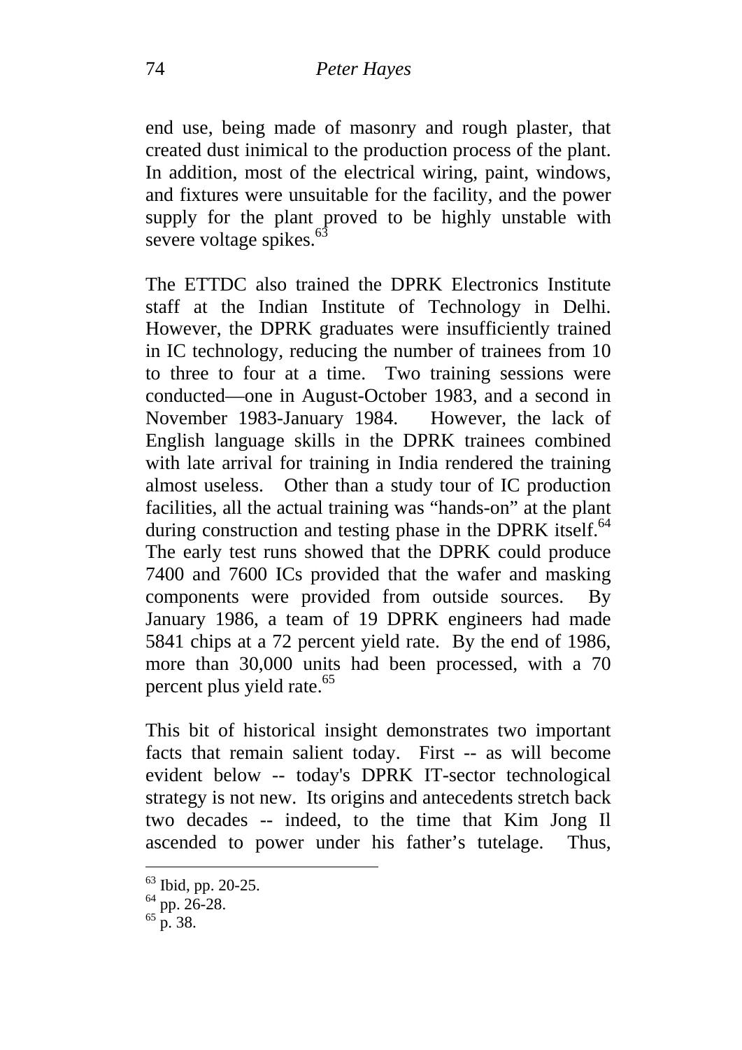end use, being made of masonry and rough plaster, that created dust inimical to the production process of the plant. In addition, most of the electrical wiring, paint, windows, and fixtures were unsuitable for the facility, and the power supply for the plant proved to be highly unstable with severe voltage spikes.[63]

The ETTDC also trained the DPRK Electronics Institute staff at the Indian Institute of Technology in Delhi. However, the DPRK graduates were insufficiently trained in IC technology, reducing the number of trainees from 10 to three to four at a time. Two training sessions were conducted—one in August-October 1983, and a second in November 1983-January 1984. However, the lack of English language skills in the DPRK trainees combined with late arrival for training in India rendered the training almost useless. Other than a study tour of IC production facilities, all the actual training was "hands-on" at the plant during construction and testing phase in the DPRK itself.[64] The early test runs showed that the DPRK could produce 7400 and 7600 ICs provided that the wafer and masking components were provided from outside sources. By January 1986, a team of 19 DPRK engineers had made 5841 chips at a 72 percent yield rate. By the end of 1986, more than 30,000 units had been processed, with a 70 percent plus yield rate.[65]

This bit of historical insight demonstrates two important facts that remain salient today. First -- as will become evident below -- today's DPRK IT-sector technological strategy is not new. Its origins and antecedents stretch back two decades -- indeed, to the time that Kim Jong Il ascended to power under his father's tutelage. Thus,

---

[63] Ibid, pp. 20-25.

[64] pp. 26-28.

[65] p. 38.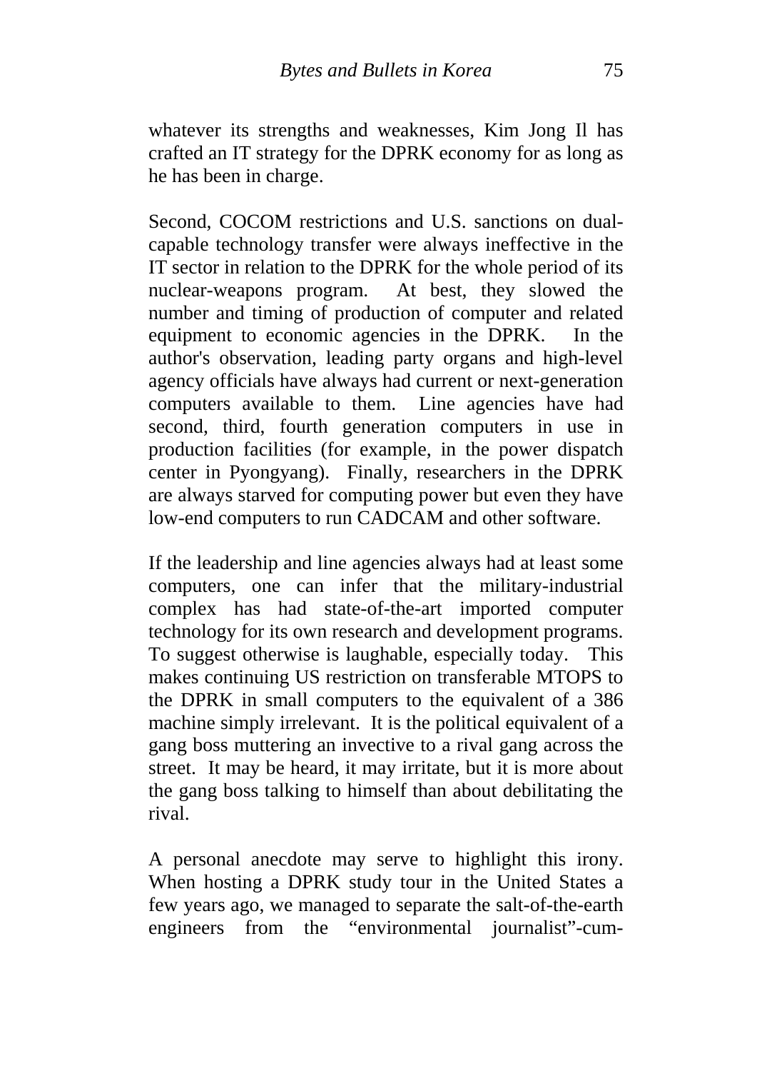whatever its strengths and weaknesses, Kim Jong Il has crafted an IT strategy for the DPRK economy for as long as he has been in charge.

Second, COCOM restrictions and U.S. sanctions on dual-capable technology transfer were always ineffective in the IT sector in relation to the DPRK for the whole period of its nuclear-weapons program. At best, they slowed the number and timing of production of computer and related equipment to economic agencies in the DPRK. In the author's observation, leading party organs and high-level agency officials have always had current or next-generation computers available to them. Line agencies have had second, third, fourth generation computers in use in production facilities (for example, in the power dispatch center in Pyongyang). Finally, researchers in the DPRK are always starved for computing power but even they have low-end computers to run CADCAM and other software.

If the leadership and line agencies always had at least some computers, one can infer that the military-industrial complex has had state-of-the-art imported computer technology for its own research and development programs. To suggest otherwise is laughable, especially today. This makes continuing US restriction on transferable MTOPS to the DPRK in small computers to the equivalent of a 386 machine simply irrelevant. It is the political equivalent of a gang boss muttering an invective to a rival gang across the street. It may be heard, it may irritate, but it is more about the gang boss talking to himself than about debilitating the rival.

A personal anecdote may serve to highlight this irony. When hosting a DPRK study tour in the United States a few years ago, we managed to separate the salt-of-the-earth engineers from the "environmental journalist"-cum-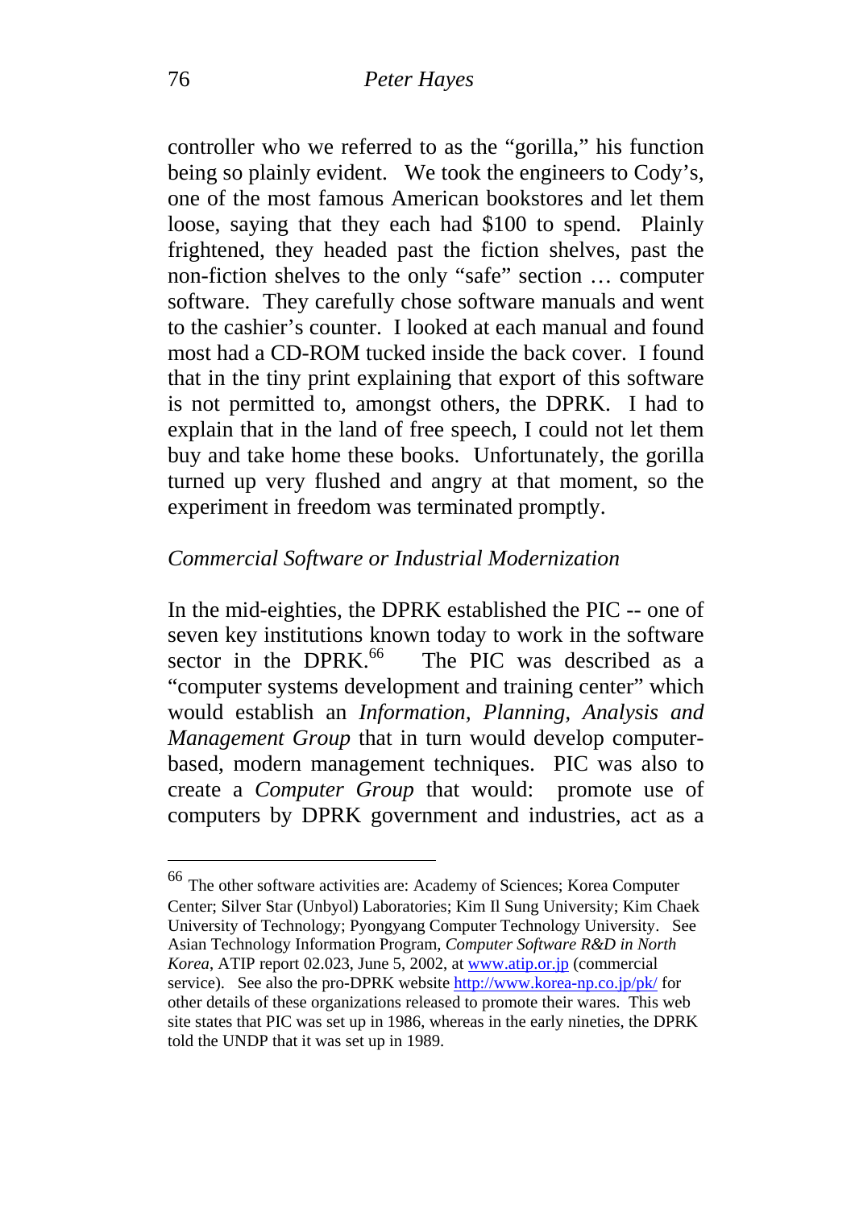controller who we referred to as the "gorilla," his function being so plainly evident. We took the engineers to Cody's, one of the most famous American bookstores and let them loose, saying that they each had $100 to spend. Plainly frightened, they headed past the fiction shelves, past the non-fiction shelves to the only "safe" section … computer software. They carefully chose software manuals and went to the cashier's counter. I looked at each manual and found most had a CD-ROM tucked inside the back cover. I found that in the tiny print explaining that export of this software is not permitted to, amongst others, the DPRK. I had to explain that in the land of free speech, I could not let them buy and take home these books. Unfortunately, the gorilla turned up very flushed and angry at that moment, so the experiment in freedom was terminated promptly.

### *Commercial Software or Industrial Modernization*

In the mid-eighties, the DPRK established the PIC -- one of seven key institutions known today to work in the software sector in the DPRK.[66] The PIC was described as a "computer systems development and training center" which would establish an *Information, Planning, Analysis and Management Group* that in turn would develop computer-based, modern management techniques. PIC was also to create a *Computer Group* that would: promote use of computers by DPRK government and industries, act as a

---

[66] The other software activities are: Academy of Sciences; Korea Computer Center; Silver Star (Unbyol) Laboratories; Kim Il Sung University; Kim Chaek University of Technology; Pyongyang Computer Technology University. See Asian Technology Information Program, *Computer Software R&D in North Korea*, ATIP report 02.023, June 5, 2002, at www.atip.or.jp (commercial service). See also the pro-DPRK website http://www.korea-np.co.jp/pk/ for other details of these organizations released to promote their wares. This web site states that PIC was set up in 1986, whereas in the early nineties, the DPRK told the UNDP that it was set up in 1989.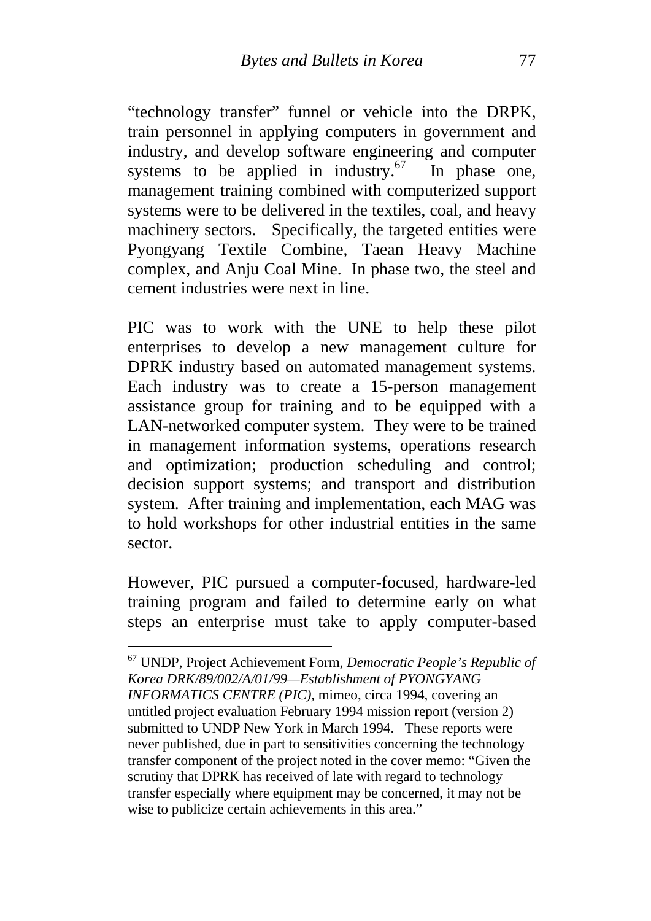"technology transfer" funnel or vehicle into the DRPK, train personnel in applying computers in government and industry, and develop software engineering and computer systems to be applied in industry.[67] In phase one, management training combined with computerized support systems were to be delivered in the textiles, coal, and heavy machinery sectors. Specifically, the targeted entities were Pyongyang Textile Combine, Taean Heavy Machine complex, and Anju Coal Mine. In phase two, the steel and cement industries were next in line.

PIC was to work with the UNE to help these pilot enterprises to develop a new management culture for DPRK industry based on automated management systems. Each industry was to create a 15-person management assistance group for training and to be equipped with a LAN-networked computer system. They were to be trained in management information systems, operations research and optimization; production scheduling and control; decision support systems; and transport and distribution system. After training and implementation, each MAG was to hold workshops for other industrial entities in the same sector.

However, PIC pursued a computer-focused, hardware-led training program and failed to determine early on what steps an enterprise must take to apply computer-based

---

[67] UNDP, Project Achievement Form, *Democratic People's Republic of Korea DRK/89/002/A/01/99—Establishment of PYONGYANG INFORMATICS CENTRE (PIC)*, mimeo, circa 1994, covering an untitled project evaluation February 1994 mission report (version 2) submitted to UNDP New York in March 1994. These reports were never published, due in part to sensitivities concerning the technology transfer component of the project noted in the cover memo: "Given the scrutiny that DPRK has received of late with regard to technology transfer especially where equipment may be concerned, it may not be wise to publicize certain achievements in this area."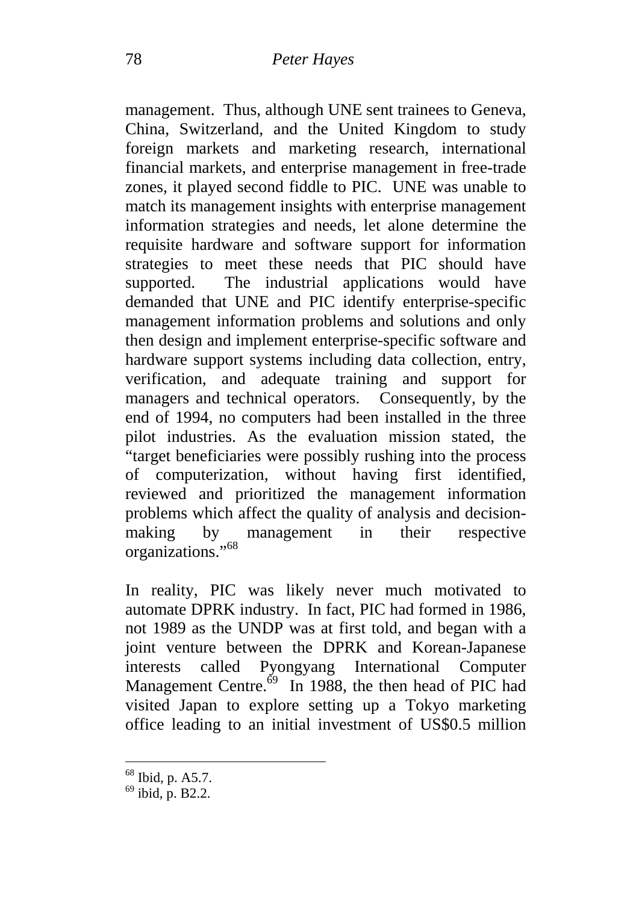management. Thus, although UNE sent trainees to Geneva, China, Switzerland, and the United Kingdom to study foreign markets and marketing research, international financial markets, and enterprise management in free-trade zones, it played second fiddle to PIC. UNE was unable to match its management insights with enterprise management information strategies and needs, let alone determine the requisite hardware and software support for information strategies to meet these needs that PIC should have supported. The industrial applications would have demanded that UNE and PIC identify enterprise-specific management information problems and solutions and only then design and implement enterprise-specific software and hardware support systems including data collection, entry, verification, and adequate training and support for managers and technical operators. Consequently, by the end of 1994, no computers had been installed in the three pilot industries. As the evaluation mission stated, the "target beneficiaries were possibly rushing into the process of computerization, without having first identified, reviewed and prioritized the management information problems which affect the quality of analysis and decision-making by management in their respective organizations."[68]

In reality, PIC was likely never much motivated to automate DPRK industry. In fact, PIC had formed in 1986, not 1989 as the UNDP was at first told, and began with a joint venture between the DPRK and Korean-Japanese interests called Pyongyang International Computer Management Centre.[69] In 1988, the then head of PIC had visited Japan to explore setting up a Tokyo marketing office leading to an initial investment of US$0.5 million

---

[68] Ibid, p. A5.7.

[69] ibid, p. B2.2.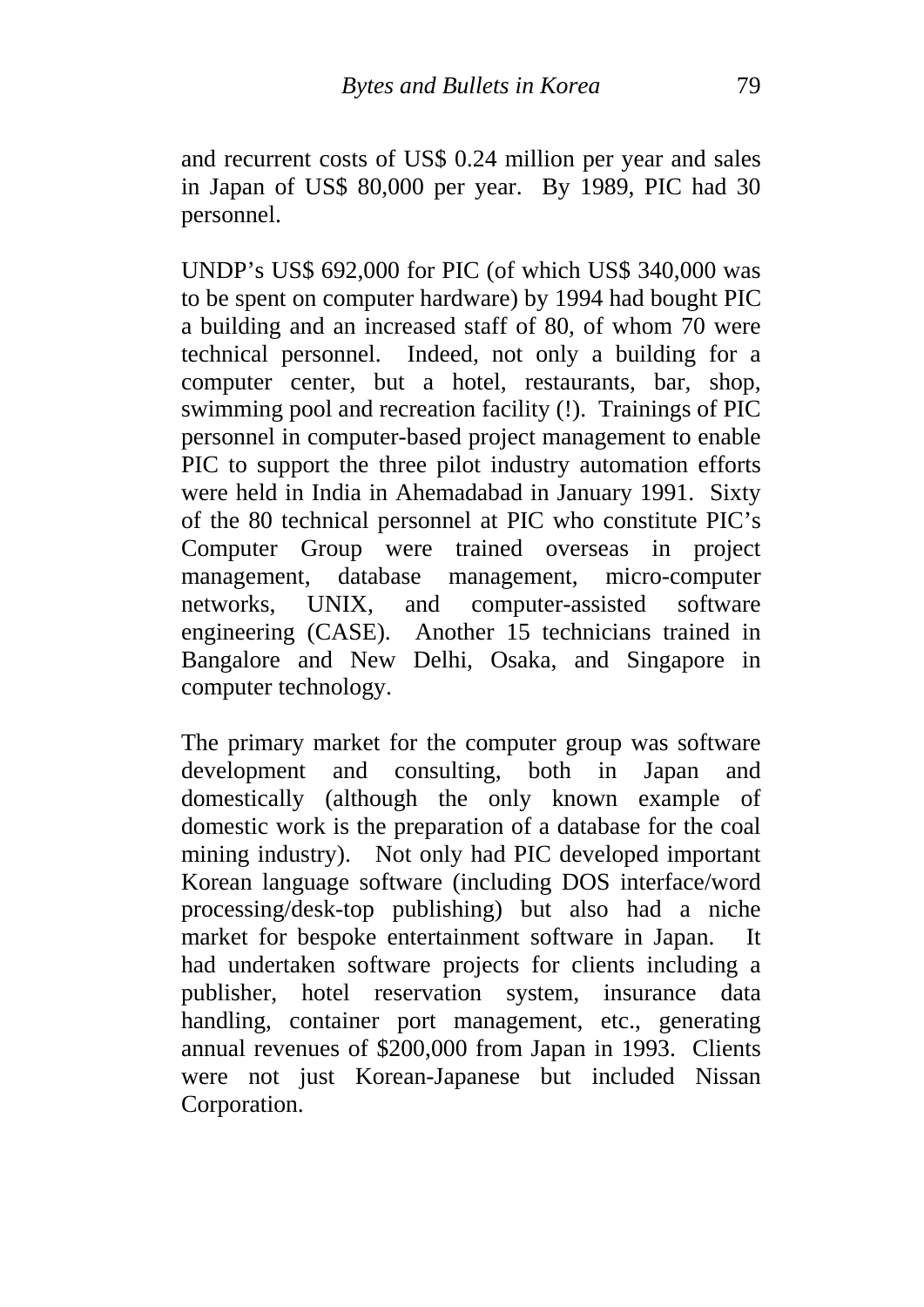and recurrent costs of US$ 0.24 million per year and sales in Japan of US$ 80,000 per year. By 1989, PIC had 30 personnel.

UNDP's US$ 692,000 for PIC (of which US$ 340,000 was to be spent on computer hardware) by 1994 had bought PIC a building and an increased staff of 80, of whom 70 were technical personnel. Indeed, not only a building for a computer center, but a hotel, restaurants, bar, shop, swimming pool and recreation facility (!). Trainings of PIC personnel in computer-based project management to enable PIC to support the three pilot industry automation efforts were held in India in Ahemadabad in January 1991. Sixty of the 80 technical personnel at PIC who constitute PIC's Computer Group were trained overseas in project management, database management, micro-computer networks, UNIX, and computer-assisted software engineering (CASE). Another 15 technicians trained in Bangalore and New Delhi, Osaka, and Singapore in computer technology.

The primary market for the computer group was software development and consulting, both in Japan and domestically (although the only known example of domestic work is the preparation of a database for the coal mining industry). Not only had PIC developed important Korean language software (including DOS interface/word processing/desk-top publishing) but also had a niche market for bespoke entertainment software in Japan. It had undertaken software projects for clients including a publisher, hotel reservation system, insurance data handling, container port management, etc., generating annual revenues of $200,000 from Japan in 1993. Clients were not just Korean-Japanese but included Nissan Corporation.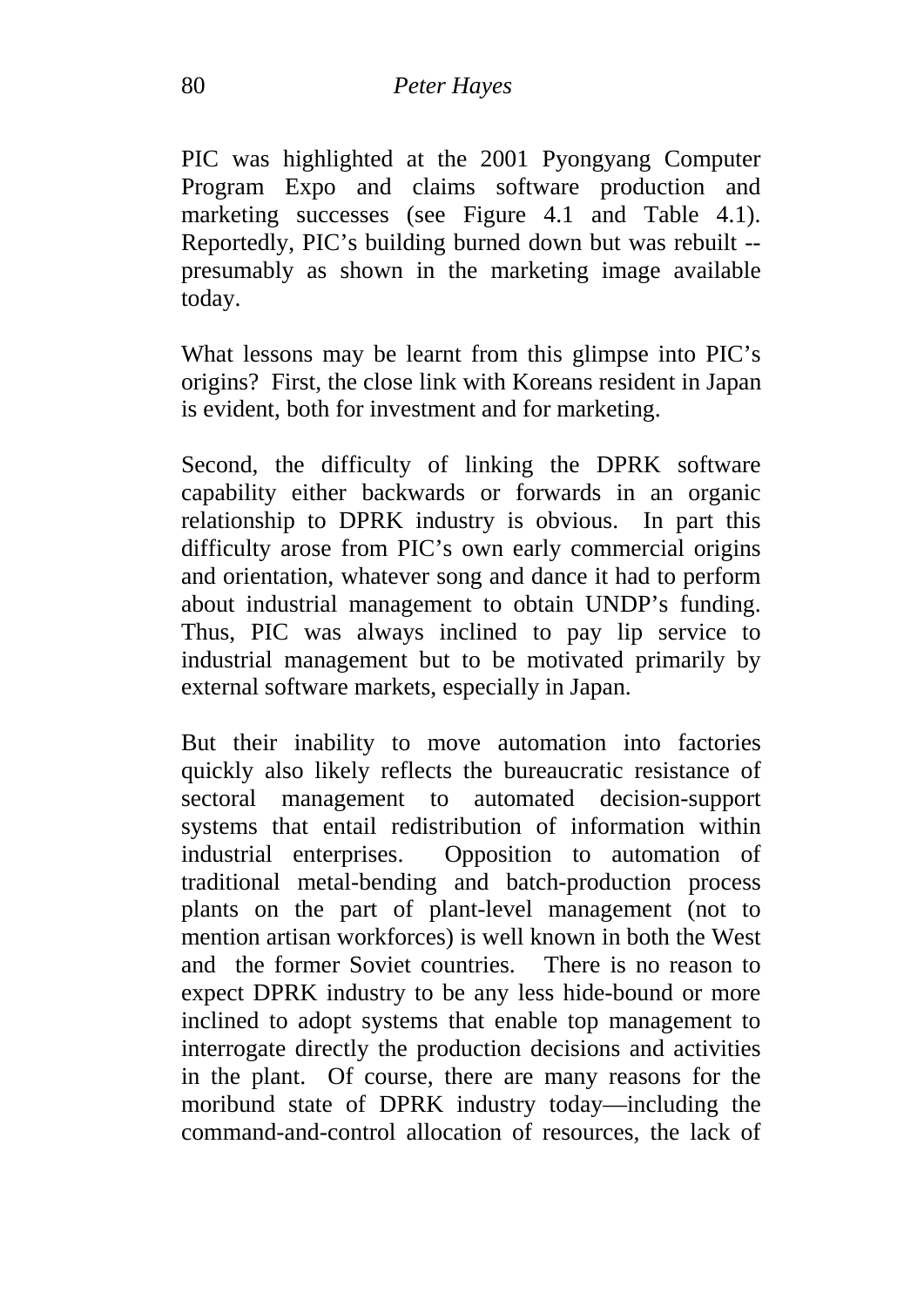PIC was highlighted at the 2001 Pyongyang Computer Program Expo and claims software production and marketing successes (see Figure 4.1 and Table 4.1). Reportedly, PIC's building burned down but was rebuilt -- presumably as shown in the marketing image available today.

What lessons may be learnt from this glimpse into PIC's origins? First, the close link with Koreans resident in Japan is evident, both for investment and for marketing.

Second, the difficulty of linking the DPRK software capability either backwards or forwards in an organic relationship to DPRK industry is obvious. In part this difficulty arose from PIC's own early commercial origins and orientation, whatever song and dance it had to perform about industrial management to obtain UNDP's funding. Thus, PIC was always inclined to pay lip service to industrial management but to be motivated primarily by external software markets, especially in Japan.

But their inability to move automation into factories quickly also likely reflects the bureaucratic resistance of sectoral management to automated decision-support systems that entail redistribution of information within industrial enterprises. Opposition to automation of traditional metal-bending and batch-production process plants on the part of plant-level management (not to mention artisan workforces) is well known in both the West and the former Soviet countries. There is no reason to expect DPRK industry to be any less hide-bound or more inclined to adopt systems that enable top management to interrogate directly the production decisions and activities in the plant. Of course, there are many reasons for the moribund state of DPRK industry today—including the command-and-control allocation of resources, the lack of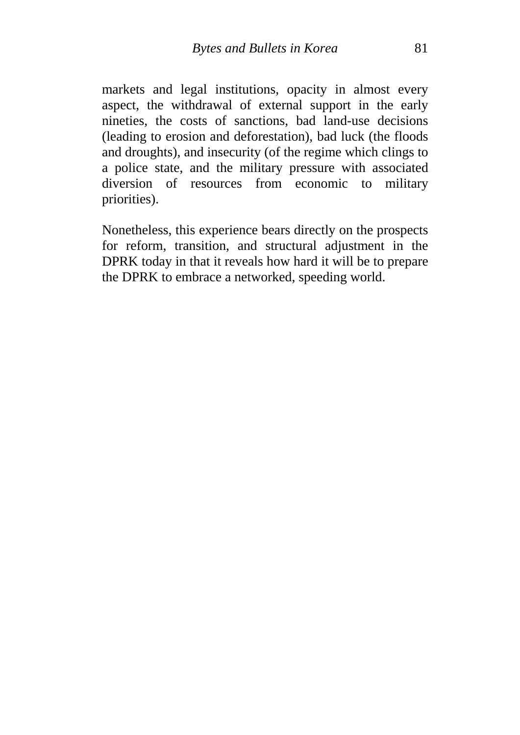markets and legal institutions, opacity in almost every aspect, the withdrawal of external support in the early nineties, the costs of sanctions, bad land-use decisions (leading to erosion and deforestation), bad luck (the floods and droughts), and insecurity (of the regime which clings to a police state, and the military pressure with associated diversion of resources from economic to military priorities).

Nonetheless, this experience bears directly on the prospects for reform, transition, and structural adjustment in the DPRK today in that it reveals how hard it will be to prepare the DPRK to embrace a networked, speeding world.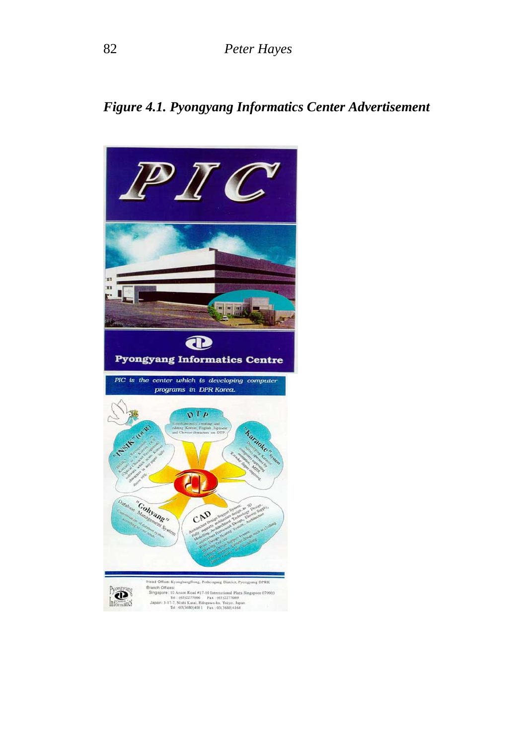***Figure 4.1. Pyongyang Informatics Center Advertisement***

PIC

Pyongyang Informatics Centre

*PIC is the center which is developing computer programs in DPR Korea.*

**DTP**
Simultaneously creating and editing Korean, English, Japanese and Chinese characters on DTP.

**"INSIK" (OCR)**
"INSIK" (Recognition in Korean) is OCR (Optical Character Recognition) software which scans Korean characters in any paper fully above 99%.

**"Karaoke" System**
Developing Karaoke system operated by computer supporting animation, MIDI, Karaoke Super imposing.

**"Gohyang" Database Management System**
Customization of database system according to your needs.

**CAD**
Architecture Design Support System: Fully supports architecture design, as 3D Modelling, Architecture Technology Design, Construction Framework Design, Electric Supply, Wire Design, Heating System, Architecture Drawing Tools etc.
Clothing Design Support System: Fully supports garment design such as clothing pattern making, grading.

Head Office: KyongbungDong, Pothongang District, Pyongyang DPRK
Branch Offices:
Singapore : 10 Anson Road #17-10 International Plaza Singapore 079903
Tel : (65)2277066 Fax : (65)2277069
Japan: 3-17-7, Nishi Kasai, Edogawa-ku, Tokyo, Japan
Tel : 03(3680)4081 Fax : 03(3680)4164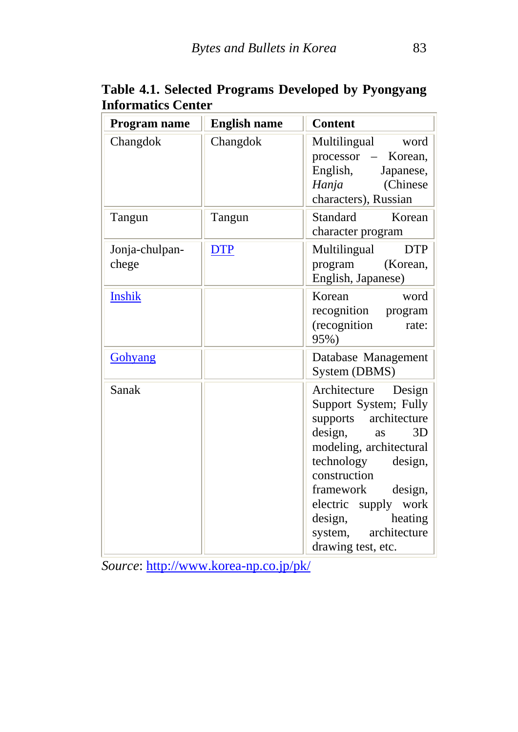**Table 4.1. Selected Programs Developed by Pyongyang Informatics Center**

| Program name | English name | Content |
|---|---|---|
| Changdok | Changdok | Multilingual word processor – Korean, English, Japanese, *Hanja* (Chinese characters), Russian |
| Tangun | Tangun | Standard Korean character program |
| Jonja-chulpan-chege | DTP | Multilingual DTP program (Korean, English, Japanese) |
| Inshik | | Korean word recognition program (recognition rate: 95%) |
| Gohyang | | Database Management System (DBMS) |
| Sanak | | Architecture Design Support System; Fully supports architecture design, as 3D modeling, architectural technology design, construction framework design, electric supply work design, heating system, architecture drawing test, etc. |

*Source*: http://www.korea-np.co.jp/pk/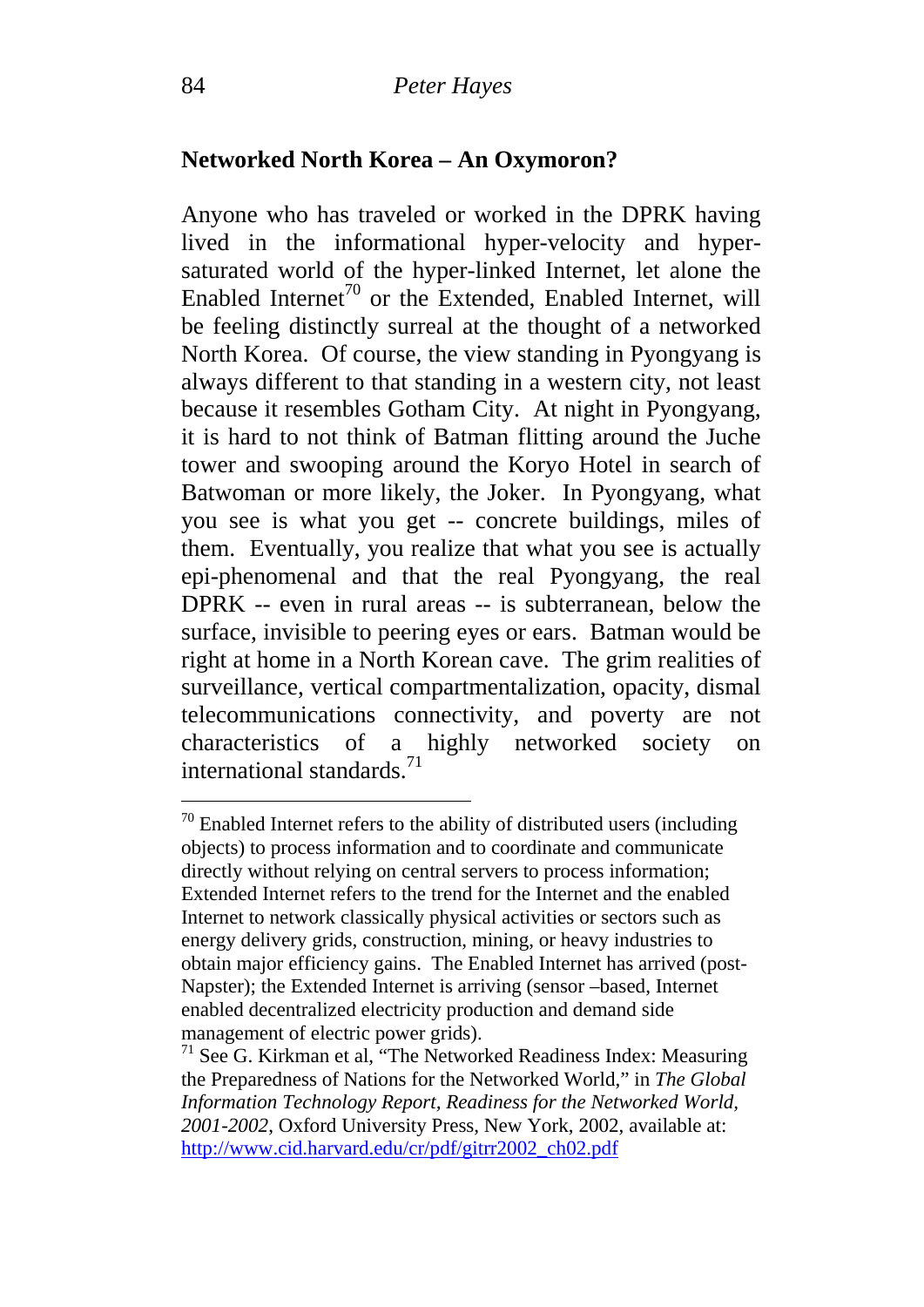## Networked North Korea – An Oxymoron?

Anyone who has traveled or worked in the DPRK having lived in the informational hyper-velocity and hyper-saturated world of the hyper-linked Internet, let alone the Enabled Internet[70] or the Extended, Enabled Internet, will be feeling distinctly surreal at the thought of a networked North Korea. Of course, the view standing in Pyongyang is always different to that standing in a western city, not least because it resembles Gotham City. At night in Pyongyang, it is hard to not think of Batman flitting around the Juche tower and swooping around the Koryo Hotel in search of Batwoman or more likely, the Joker. In Pyongyang, what you see is what you get -- concrete buildings, miles of them. Eventually, you realize that what you see is actually epi-phenomenal and that the real Pyongyang, the real DPRK -- even in rural areas -- is subterranean, below the surface, invisible to peering eyes or ears. Batman would be right at home in a North Korean cave. The grim realities of surveillance, vertical compartmentalization, opacity, dismal telecommunications connectivity, and poverty are not characteristics of a highly networked society on international standards.[71]

---

[70] Enabled Internet refers to the ability of distributed users (including objects) to process information and to coordinate and communicate directly without relying on central servers to process information; Extended Internet refers to the trend for the Internet and the enabled Internet to network classically physical activities or sectors such as energy delivery grids, construction, mining, or heavy industries to obtain major efficiency gains. The Enabled Internet has arrived (post-Napster); the Extended Internet is arriving (sensor –based, Internet enabled decentralized electricity production and demand side management of electric power grids).

[71] See G. Kirkman et al, "The Networked Readiness Index: Measuring the Preparedness of Nations for the Networked World," in *The Global Information Technology Report, Readiness for the Networked World, 2001-2002*, Oxford University Press, New York, 2002, available at: http://www.cid.harvard.edu/cr/pdf/gitrr2002_ch02.pdf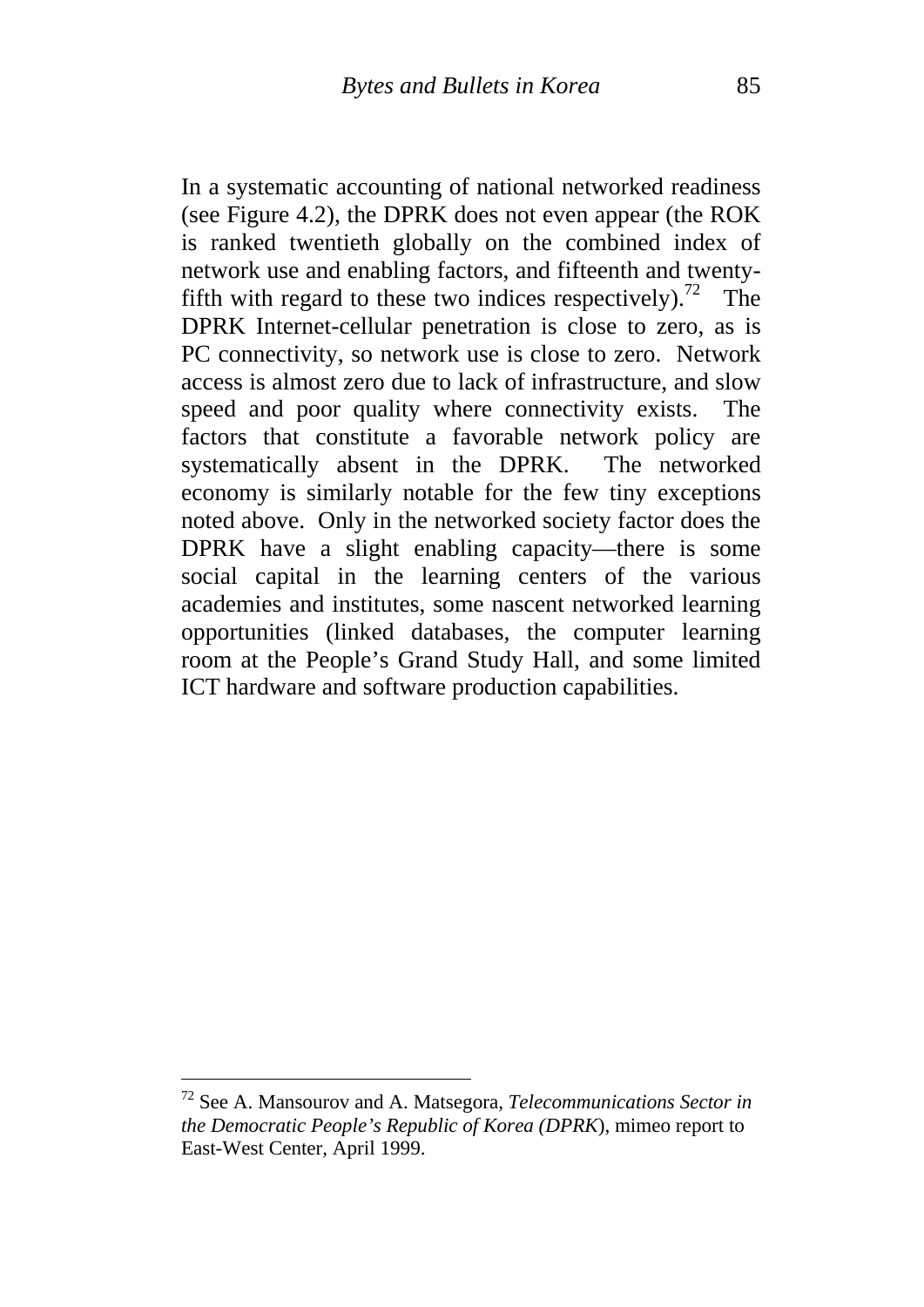In a systematic accounting of national networked readiness (see Figure 4.2), the DPRK does not even appear (the ROK is ranked twentieth globally on the combined index of network use and enabling factors, and fifteenth and twenty-fifth with regard to these two indices respectively).[72] The DPRK Internet-cellular penetration is close to zero, as is PC connectivity, so network use is close to zero. Network access is almost zero due to lack of infrastructure, and slow speed and poor quality where connectivity exists. The factors that constitute a favorable network policy are systematically absent in the DPRK. The networked economy is similarly notable for the few tiny exceptions noted above. Only in the networked society factor does the DPRK have a slight enabling capacity—there is some social capital in the learning centers of the various academies and institutes, some nascent networked learning opportunities (linked databases, the computer learning room at the People's Grand Study Hall, and some limited ICT hardware and software production capabilities.

---

[72] See A. Mansourov and A. Matsegora, *Telecommunications Sector in the Democratic People's Republic of Korea (DPRK*), mimeo report to East-West Center, April 1999.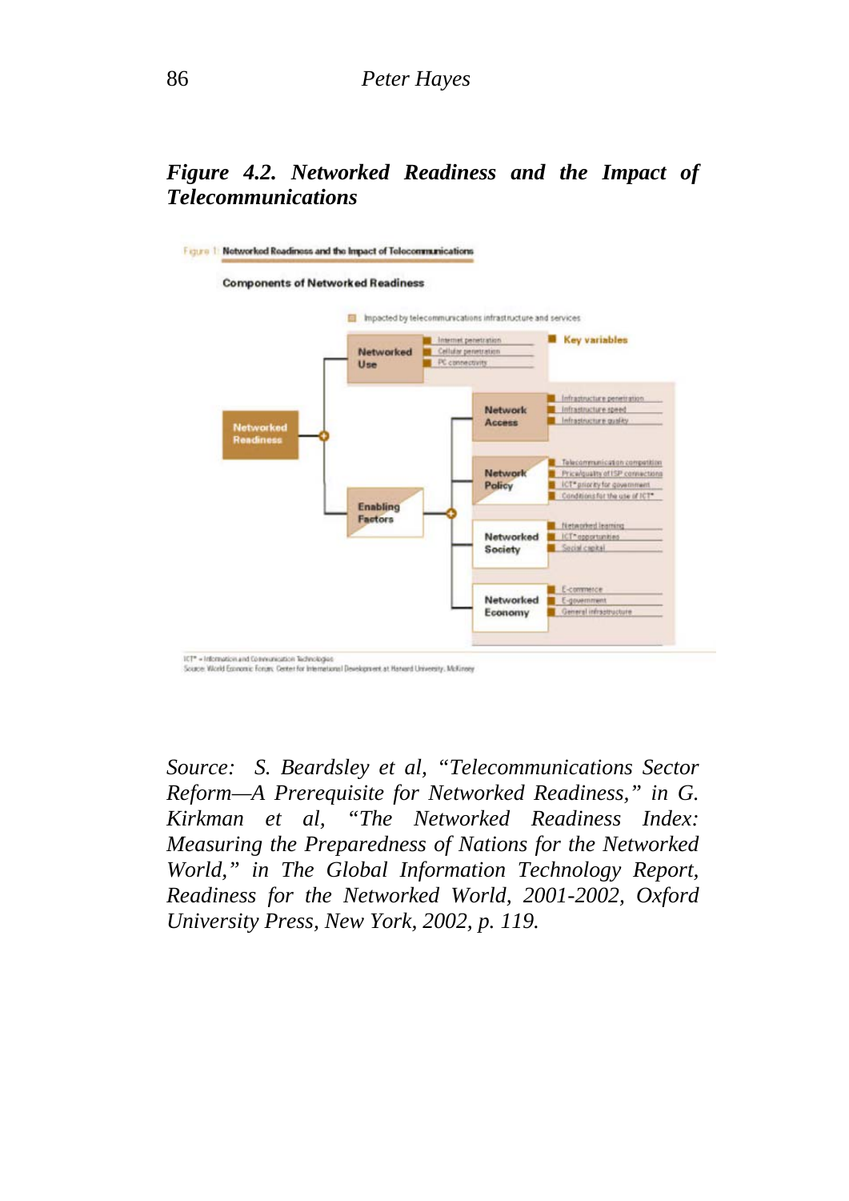***Figure 4.2. Networked Readiness and the Impact of Telecommunications***

Figure 1 Networked Readiness and the Impact of Telecommunications

**Components of Networked Readiness**

Impacted by telecommunications infrastructure and services

Key variables

- **Networked Readiness**
  - **Networked Use**
    - Internet penetration
    - Cellular penetration
    - PC connectivity
  - **Enabling Factors**
    - **Network Access**
      - Infrastructure penetration
      - Infrastructure speed
      - Infrastructure quality
    - **Network Policy**
      - Telecommunication competition
      - Price/quality of ISP connections
      - ICT* priority for government
      - Conditions for the use of ICT*
    - **Networked Society**
      - Networked learning
      - ICT* opportunities
      - Social capital
    - **Networked Economy**
      - E-commerce
      - E-government
      - General infrastructure

ICT* = Information and Communication Technologies
Source: World Economic Forum, Center for International Development at Harvard University, McKinsey

*Source: S. Beardsley et al, "Telecommunications Sector Reform—A Prerequisite for Networked Readiness," in G. Kirkman et al, "The Networked Readiness Index: Measuring the Preparedness of Nations for the Networked World," in The Global Information Technology Report, Readiness for the Networked World, 2001-2002, Oxford University Press, New York, 2002, p. 119.*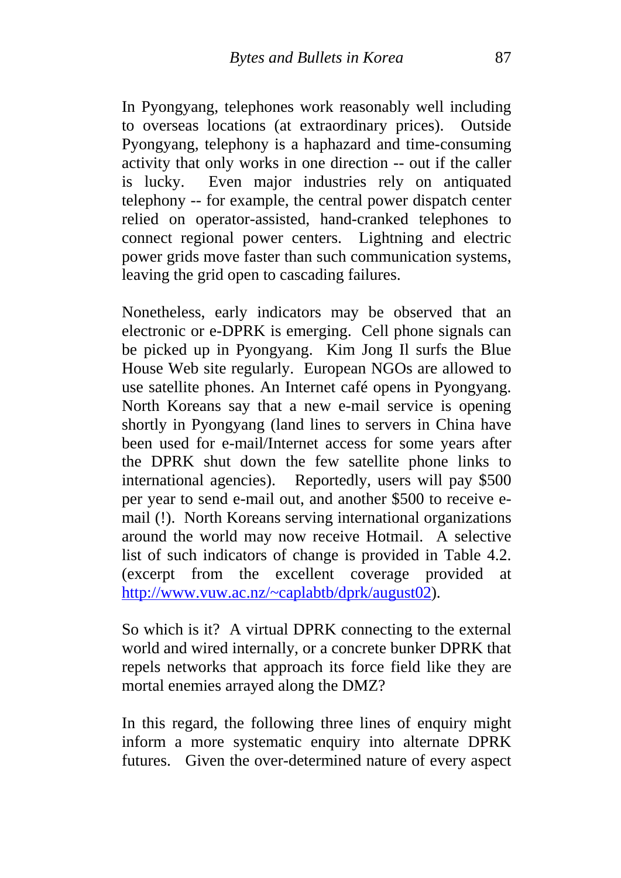In Pyongyang, telephones work reasonably well including to overseas locations (at extraordinary prices). Outside Pyongyang, telephony is a haphazard and time-consuming activity that only works in one direction -- out if the caller is lucky. Even major industries rely on antiquated telephony -- for example, the central power dispatch center relied on operator-assisted, hand-cranked telephones to connect regional power centers. Lightning and electric power grids move faster than such communication systems, leaving the grid open to cascading failures.

Nonetheless, early indicators may be observed that an electronic or e-DPRK is emerging. Cell phone signals can be picked up in Pyongyang. Kim Jong Il surfs the Blue House Web site regularly. European NGOs are allowed to use satellite phones. An Internet café opens in Pyongyang. North Koreans say that a new e-mail service is opening shortly in Pyongyang (land lines to servers in China have been used for e-mail/Internet access for some years after the DPRK shut down the few satellite phone links to international agencies). Reportedly, users will pay $500 per year to send e-mail out, and another $500 to receive e-mail (!). North Koreans serving international organizations around the world may now receive Hotmail. A selective list of such indicators of change is provided in Table 4.2. (excerpt from the excellent coverage provided at [http://www.vuw.ac.nz/~caplabtb/dprk/august02](http://www.vuw.ac.nz/~caplabtb/dprk/august02)).

So which is it? A virtual DPRK connecting to the external world and wired internally, or a concrete bunker DPRK that repels networks that approach its force field like they are mortal enemies arrayed along the DMZ?

In this regard, the following three lines of enquiry might inform a more systematic enquiry into alternate DPRK futures. Given the over-determined nature of every aspect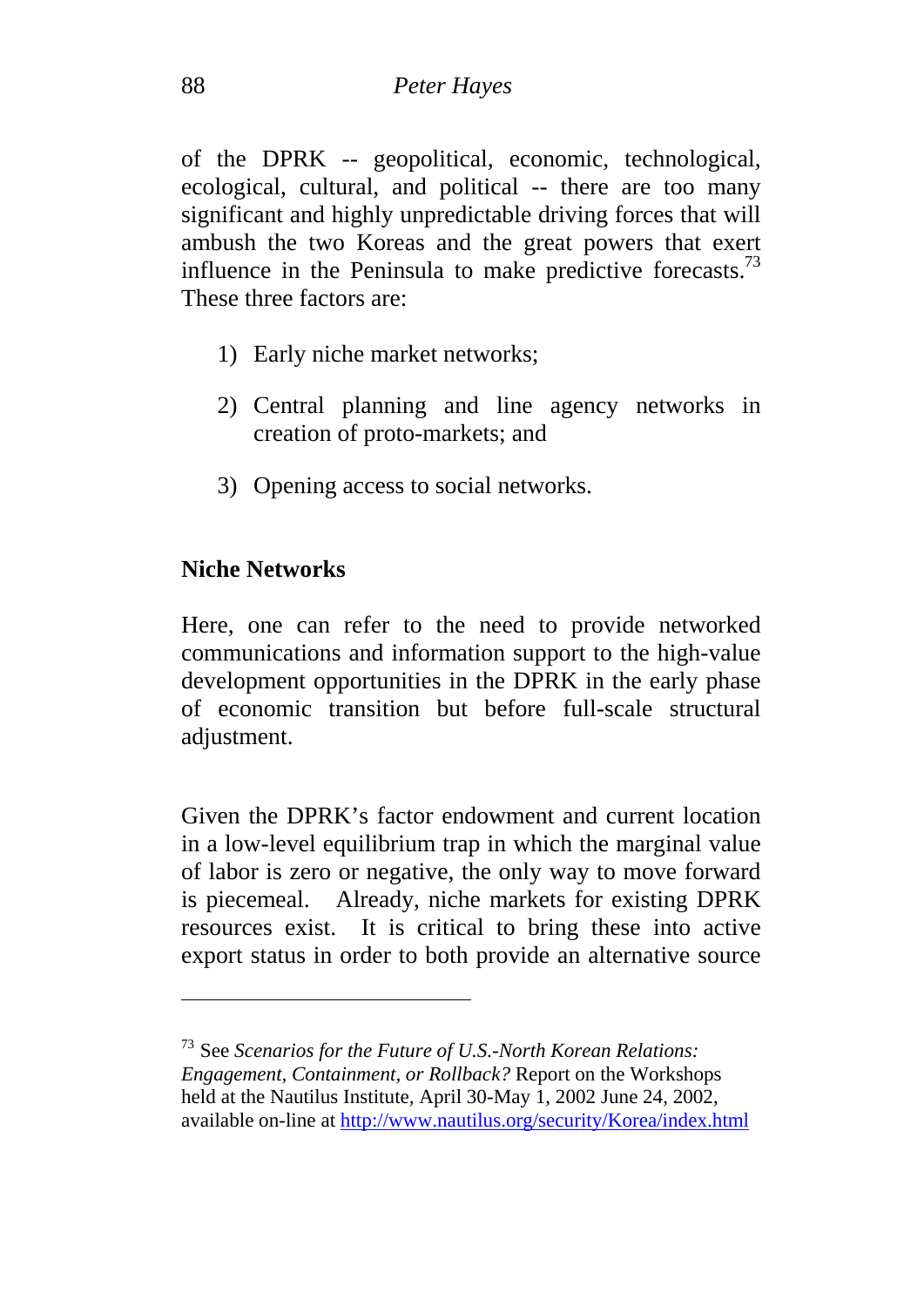of the DPRK -- geopolitical, economic, technological, ecological, cultural, and political -- there are too many significant and highly unpredictable driving forces that will ambush the two Koreas and the great powers that exert influence in the Peninsula to make predictive forecasts.[73] These three factors are:

1) Early niche market networks;

2) Central planning and line agency networks in creation of proto-markets; and

3) Opening access to social networks.

**Niche Networks**

Here, one can refer to the need to provide networked communications and information support to the high-value development opportunities in the DPRK in the early phase of economic transition but before full-scale structural adjustment.

Given the DPRK's factor endowment and current location in a low-level equilibrium trap in which the marginal value of labor is zero or negative, the only way to move forward is piecemeal. Already, niche markets for existing DPRK resources exist. It is critical to bring these into active export status in order to both provide an alternative source

---

[73] See *Scenarios for the Future of U.S.-North Korean Relations: Engagement, Containment, or Rollback?* Report on the Workshops held at the Nautilus Institute, April 30-May 1, 2002 June 24, 2002, available on-line at http://www.nautilus.org/security/Korea/index.html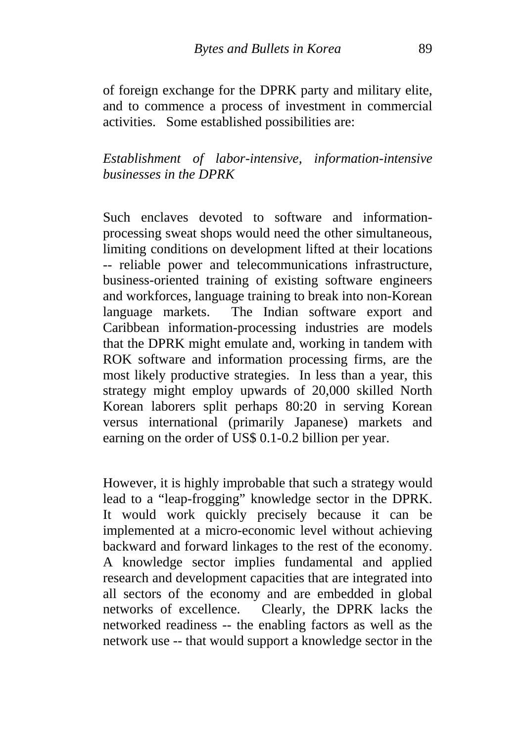of foreign exchange for the DPRK party and military elite, and to commence a process of investment in commercial activities. Some established possibilities are:

*Establishment of labor-intensive, information-intensive businesses in the DPRK*

Such enclaves devoted to software and information-processing sweat shops would need the other simultaneous, limiting conditions on development lifted at their locations -- reliable power and telecommunications infrastructure, business-oriented training of existing software engineers and workforces, language training to break into non-Korean language markets. The Indian software export and Caribbean information-processing industries are models that the DPRK might emulate and, working in tandem with ROK software and information processing firms, are the most likely productive strategies. In less than a year, this strategy might employ upwards of 20,000 skilled North Korean laborers split perhaps 80:20 in serving Korean versus international (primarily Japanese) markets and earning on the order of US$ 0.1-0.2 billion per year.

However, it is highly improbable that such a strategy would lead to a "leap-frogging" knowledge sector in the DPRK. It would work quickly precisely because it can be implemented at a micro-economic level without achieving backward and forward linkages to the rest of the economy. A knowledge sector implies fundamental and applied research and development capacities that are integrated into all sectors of the economy and are embedded in global networks of excellence. Clearly, the DPRK lacks the networked readiness -- the enabling factors as well as the network use -- that would support a knowledge sector in the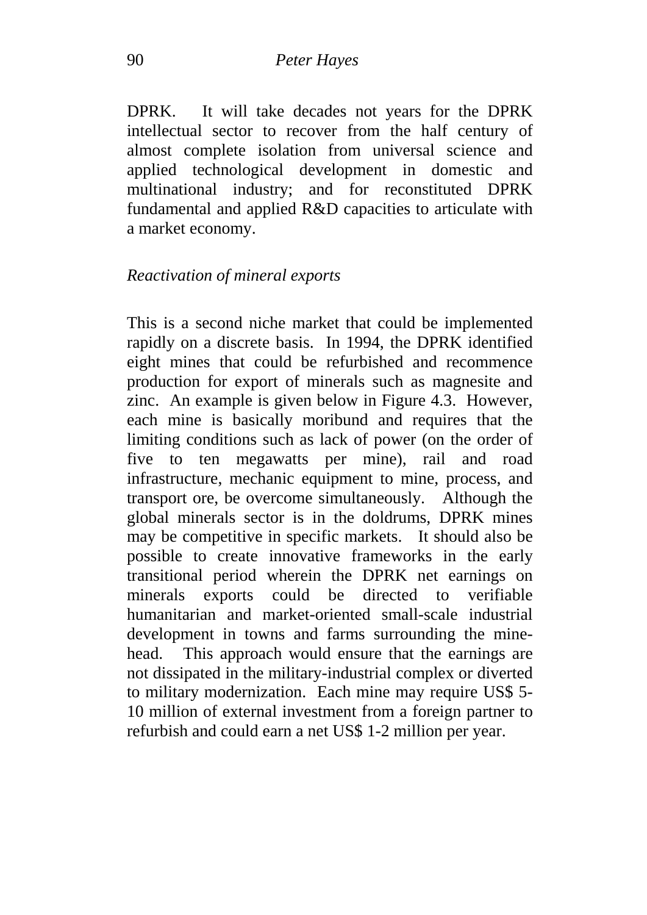DPRK. It will take decades not years for the DPRK intellectual sector to recover from the half century of almost complete isolation from universal science and applied technological development in domestic and multinational industry; and for reconstituted DPRK fundamental and applied R&D capacities to articulate with a market economy.

*Reactivation of mineral exports*

This is a second niche market that could be implemented rapidly on a discrete basis. In 1994, the DPRK identified eight mines that could be refurbished and recommence production for export of minerals such as magnesite and zinc. An example is given below in Figure 4.3. However, each mine is basically moribund and requires that the limiting conditions such as lack of power (on the order of five to ten megawatts per mine), rail and road infrastructure, mechanic equipment to mine, process, and transport ore, be overcome simultaneously. Although the global minerals sector is in the doldrums, DPRK mines may be competitive in specific markets. It should also be possible to create innovative frameworks in the early transitional period wherein the DPRK net earnings on minerals exports could be directed to verifiable humanitarian and market-oriented small-scale industrial development in towns and farms surrounding the mine-head. This approach would ensure that the earnings are not dissipated in the military-industrial complex or diverted to military modernization. Each mine may require US$ 5-10 million of external investment from a foreign partner to refurbish and could earn a net US$ 1-2 million per year.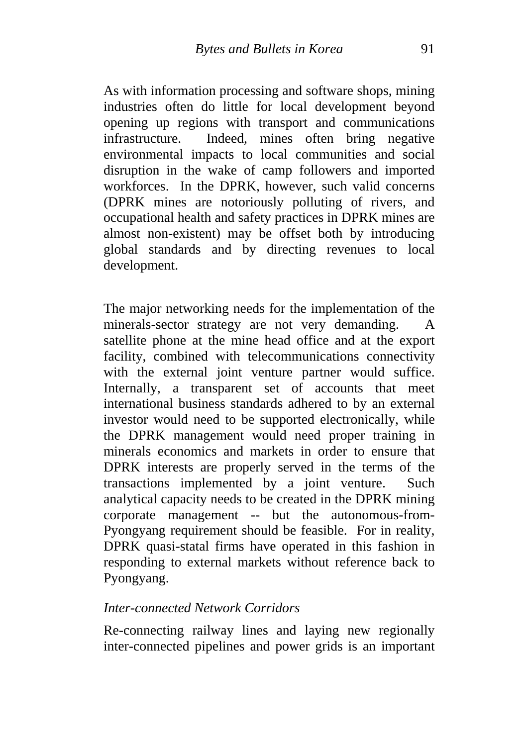As with information processing and software shops, mining industries often do little for local development beyond opening up regions with transport and communications infrastructure. Indeed, mines often bring negative environmental impacts to local communities and social disruption in the wake of camp followers and imported workforces. In the DPRK, however, such valid concerns (DPRK mines are notoriously polluting of rivers, and occupational health and safety practices in DPRK mines are almost non-existent) may be offset both by introducing global standards and by directing revenues to local development.

The major networking needs for the implementation of the minerals-sector strategy are not very demanding. A satellite phone at the mine head office and at the export facility, combined with telecommunications connectivity with the external joint venture partner would suffice. Internally, a transparent set of accounts that meet international business standards adhered to by an external investor would need to be supported electronically, while the DPRK management would need proper training in minerals economics and markets in order to ensure that DPRK interests are properly served in the terms of the transactions implemented by a joint venture. Such analytical capacity needs to be created in the DPRK mining corporate management -- but the autonomous-from-Pyongyang requirement should be feasible. For in reality, DPRK quasi-statal firms have operated in this fashion in responding to external markets without reference back to Pyongyang.

*Inter-connected Network Corridors*

Re-connecting railway lines and laying new regionally inter-connected pipelines and power grids is an important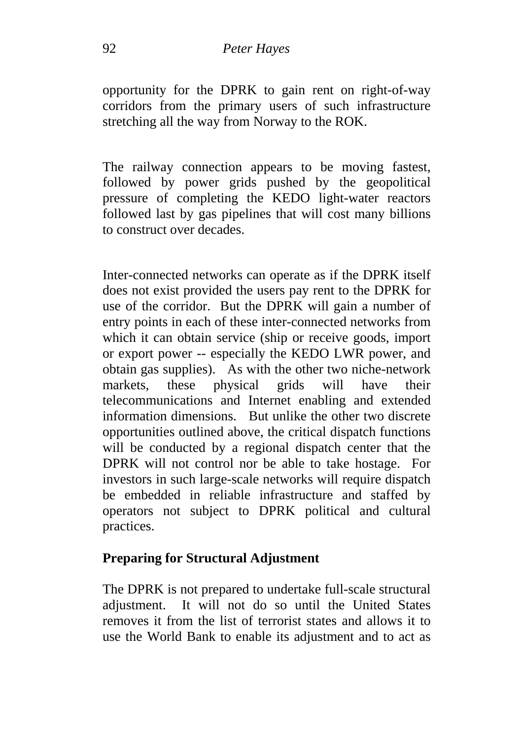opportunity for the DPRK to gain rent on right-of-way corridors from the primary users of such infrastructure stretching all the way from Norway to the ROK.

The railway connection appears to be moving fastest, followed by power grids pushed by the geopolitical pressure of completing the KEDO light-water reactors followed last by gas pipelines that will cost many billions to construct over decades.

Inter-connected networks can operate as if the DPRK itself does not exist provided the users pay rent to the DPRK for use of the corridor. But the DPRK will gain a number of entry points in each of these inter-connected networks from which it can obtain service (ship or receive goods, import or export power -- especially the KEDO LWR power, and obtain gas supplies). As with the other two niche-network markets, these physical grids will have their telecommunications and Internet enabling and extended information dimensions. But unlike the other two discrete opportunities outlined above, the critical dispatch functions will be conducted by a regional dispatch center that the DPRK will not control nor be able to take hostage. For investors in such large-scale networks will require dispatch be embedded in reliable infrastructure and staffed by operators not subject to DPRK political and cultural practices.

## Preparing for Structural Adjustment

The DPRK is not prepared to undertake full-scale structural adjustment. It will not do so until the United States removes it from the list of terrorist states and allows it to use the World Bank to enable its adjustment and to act as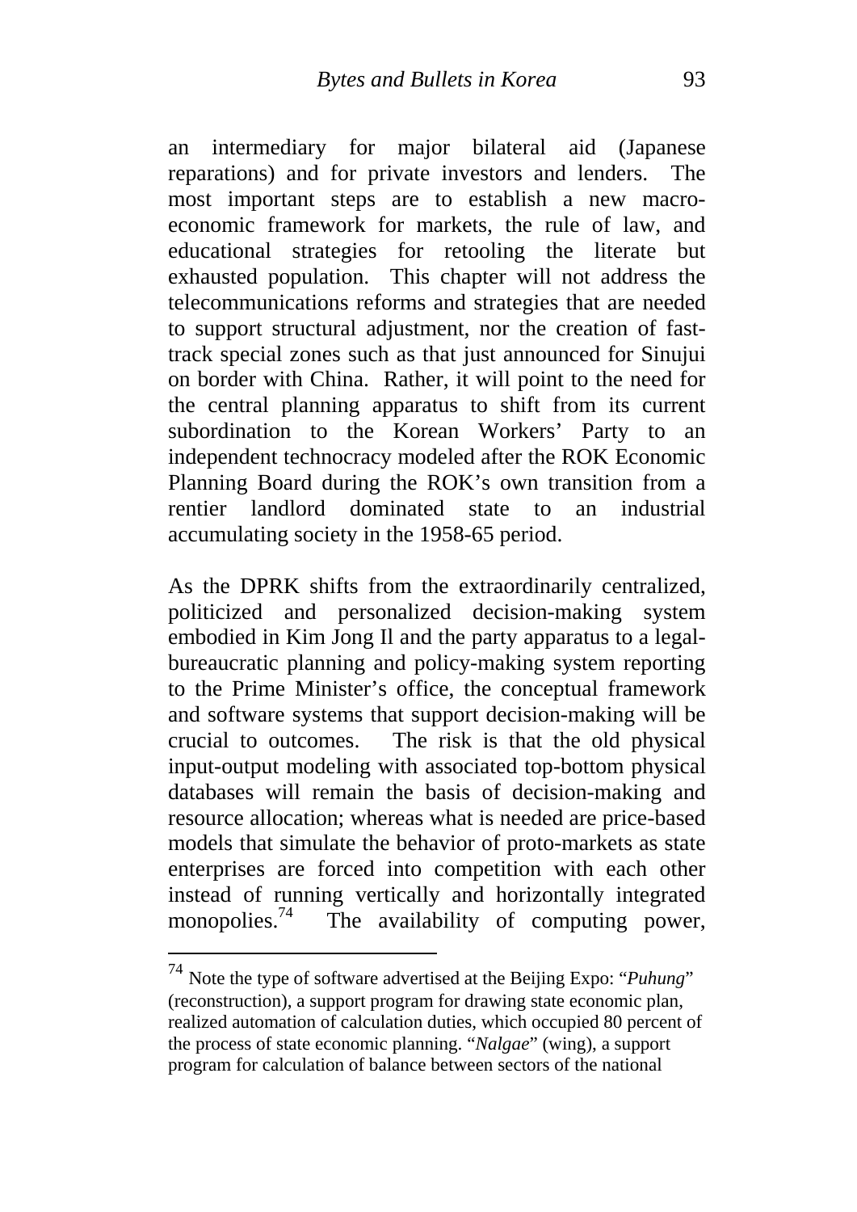an intermediary for major bilateral aid (Japanese reparations) and for private investors and lenders. The most important steps are to establish a new macro-economic framework for markets, the rule of law, and educational strategies for retooling the literate but exhausted population. This chapter will not address the telecommunications reforms and strategies that are needed to support structural adjustment, nor the creation of fast-track special zones such as that just announced for Sinujui on border with China. Rather, it will point to the need for the central planning apparatus to shift from its current subordination to the Korean Workers' Party to an independent technocracy modeled after the ROK Economic Planning Board during the ROK's own transition from a rentier landlord dominated state to an industrial accumulating society in the 1958-65 period.

As the DPRK shifts from the extraordinarily centralized, politicized and personalized decision-making system embodied in Kim Jong Il and the party apparatus to a legal-bureaucratic planning and policy-making system reporting to the Prime Minister's office, the conceptual framework and software systems that support decision-making will be crucial to outcomes. The risk is that the old physical input-output modeling with associated top-bottom physical databases will remain the basis of decision-making and resource allocation; whereas what is needed are price-based models that simulate the behavior of proto-markets as state enterprises are forced into competition with each other instead of running vertically and horizontally integrated monopolies.[74] The availability of computing power,

[74] Note the type of software advertised at the Beijing Expo: "*Puhung*" (reconstruction), a support program for drawing state economic plan, realized automation of calculation duties, which occupied 80 percent of the process of state economic planning. "*Nalgae*" (wing), a support program for calculation of balance between sectors of the national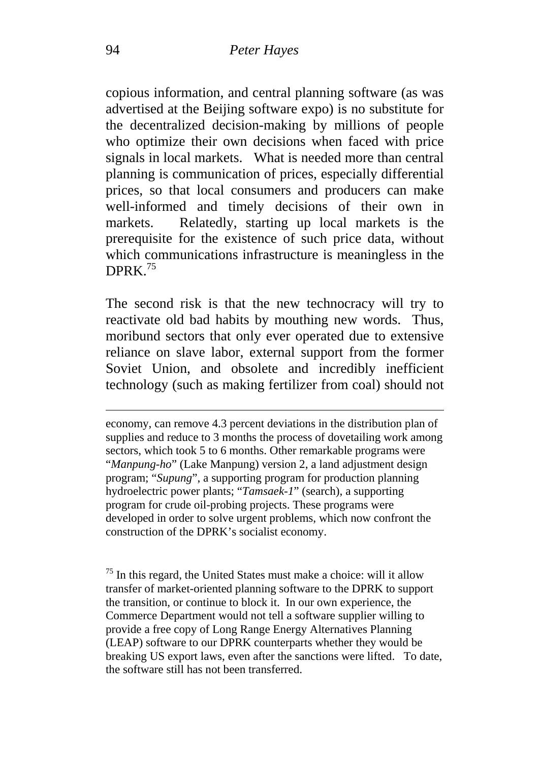copious information, and central planning software (as was advertised at the Beijing software expo) is no substitute for the decentralized decision-making by millions of people who optimize their own decisions when faced with price signals in local markets. What is needed more than central planning is communication of prices, especially differential prices, so that local consumers and producers can make well-informed and timely decisions of their own in markets. Relatedly, starting up local markets is the prerequisite for the existence of such price data, without which communications infrastructure is meaningless in the DPRK.[75]

The second risk is that the new technocracy will try to reactivate old bad habits by mouthing new words. Thus, moribund sectors that only ever operated due to extensive reliance on slave labor, external support from the former Soviet Union, and obsolete and incredibly inefficient technology (such as making fertilizer from coal) should not

---

economy, can remove 4.3 percent deviations in the distribution plan of supplies and reduce to 3 months the process of dovetailing work among sectors, which took 5 to 6 months. Other remarkable programs were "*Manpung-ho*" (Lake Manpung) version 2, a land adjustment design program; "*Supung*", a supporting program for production planning hydroelectric power plants; "*Tamsaek-1*" (search), a supporting program for crude oil-probing projects. These programs were developed in order to solve urgent problems, which now confront the construction of the DPRK's socialist economy.

[75] In this regard, the United States must make a choice: will it allow transfer of market-oriented planning software to the DPRK to support the transition, or continue to block it. In our own experience, the Commerce Department would not tell a software supplier willing to provide a free copy of Long Range Energy Alternatives Planning (LEAP) software to our DPRK counterparts whether they would be breaking US export laws, even after the sanctions were lifted. To date, the software still has not been transferred.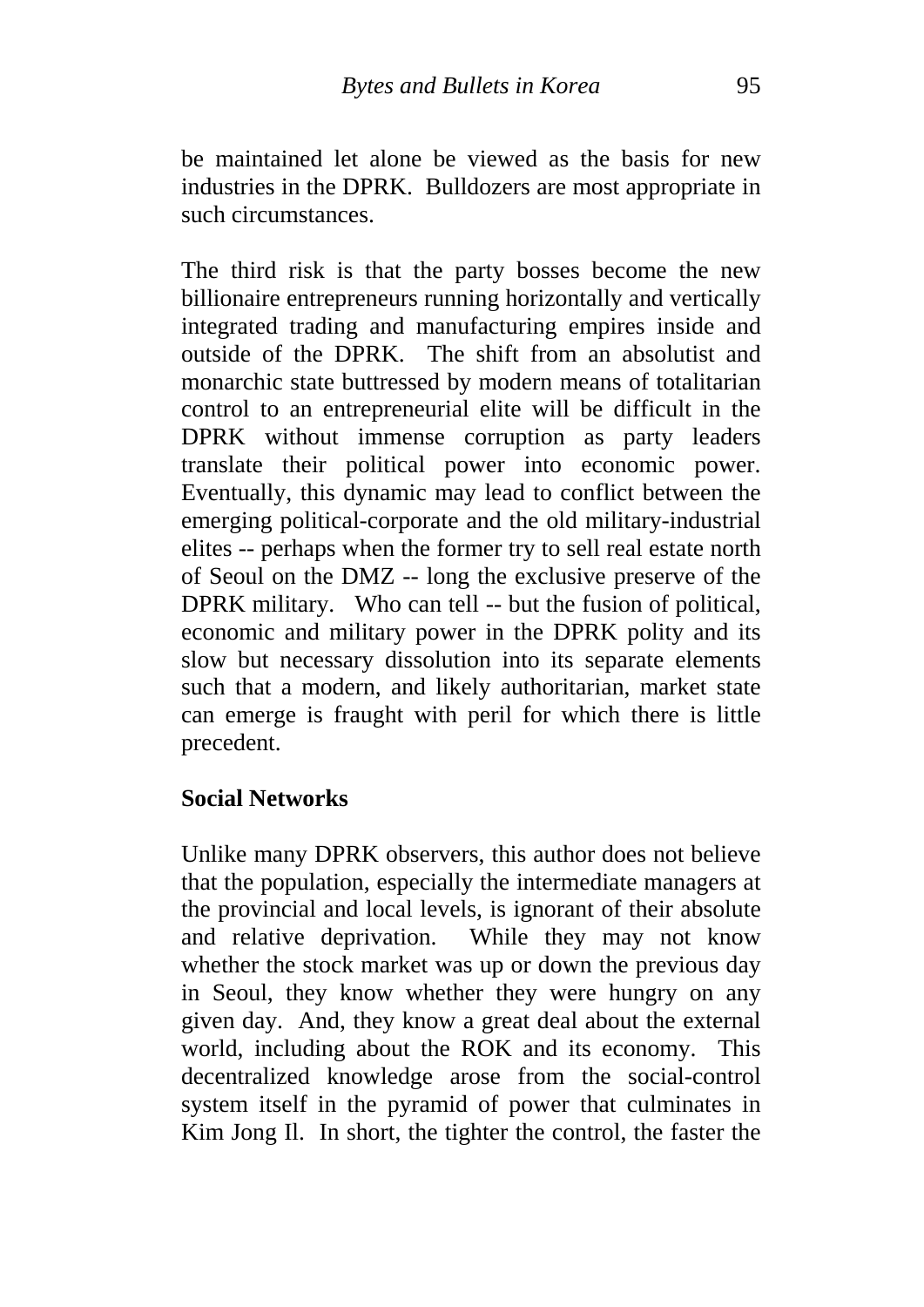be maintained let alone be viewed as the basis for new industries in the DPRK. Bulldozers are most appropriate in such circumstances.

The third risk is that the party bosses become the new billionaire entrepreneurs running horizontally and vertically integrated trading and manufacturing empires inside and outside of the DPRK. The shift from an absolutist and monarchic state buttressed by modern means of totalitarian control to an entrepreneurial elite will be difficult in the DPRK without immense corruption as party leaders translate their political power into economic power. Eventually, this dynamic may lead to conflict between the emerging political-corporate and the old military-industrial elites -- perhaps when the former try to sell real estate north of Seoul on the DMZ -- long the exclusive preserve of the DPRK military. Who can tell -- but the fusion of political, economic and military power in the DPRK polity and its slow but necessary dissolution into its separate elements such that a modern, and likely authoritarian, market state can emerge is fraught with peril for which there is little precedent.

**Social Networks**

Unlike many DPRK observers, this author does not believe that the population, especially the intermediate managers at the provincial and local levels, is ignorant of their absolute and relative deprivation. While they may not know whether the stock market was up or down the previous day in Seoul, they know whether they were hungry on any given day. And, they know a great deal about the external world, including about the ROK and its economy. This decentralized knowledge arose from the social-control system itself in the pyramid of power that culminates in Kim Jong Il. In short, the tighter the control, the faster the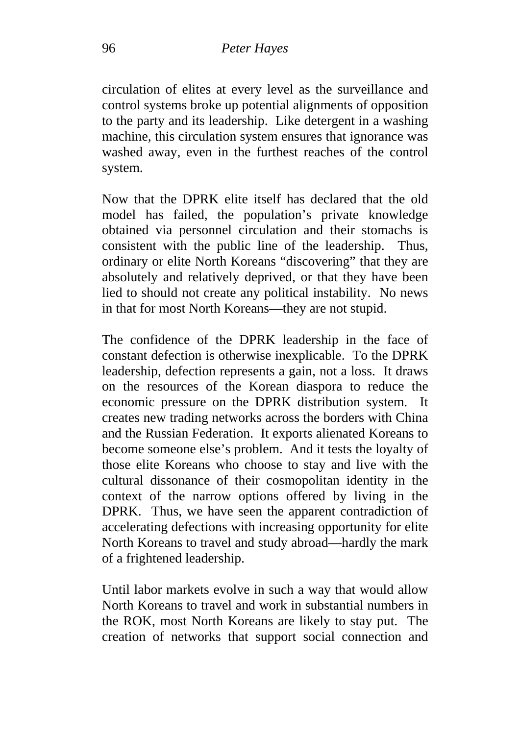circulation of elites at every level as the surveillance and control systems broke up potential alignments of opposition to the party and its leadership. Like detergent in a washing machine, this circulation system ensures that ignorance was washed away, even in the furthest reaches of the control system.

Now that the DPRK elite itself has declared that the old model has failed, the population's private knowledge obtained via personnel circulation and their stomachs is consistent with the public line of the leadership. Thus, ordinary or elite North Koreans "discovering" that they are absolutely and relatively deprived, or that they have been lied to should not create any political instability. No news in that for most North Koreans—they are not stupid.

The confidence of the DPRK leadership in the face of constant defection is otherwise inexplicable. To the DPRK leadership, defection represents a gain, not a loss. It draws on the resources of the Korean diaspora to reduce the economic pressure on the DPRK distribution system. It creates new trading networks across the borders with China and the Russian Federation. It exports alienated Koreans to become someone else's problem. And it tests the loyalty of those elite Koreans who choose to stay and live with the cultural dissonance of their cosmopolitan identity in the context of the narrow options offered by living in the DPRK. Thus, we have seen the apparent contradiction of accelerating defections with increasing opportunity for elite North Koreans to travel and study abroad—hardly the mark of a frightened leadership.

Until labor markets evolve in such a way that would allow North Koreans to travel and work in substantial numbers in the ROK, most North Koreans are likely to stay put. The creation of networks that support social connection and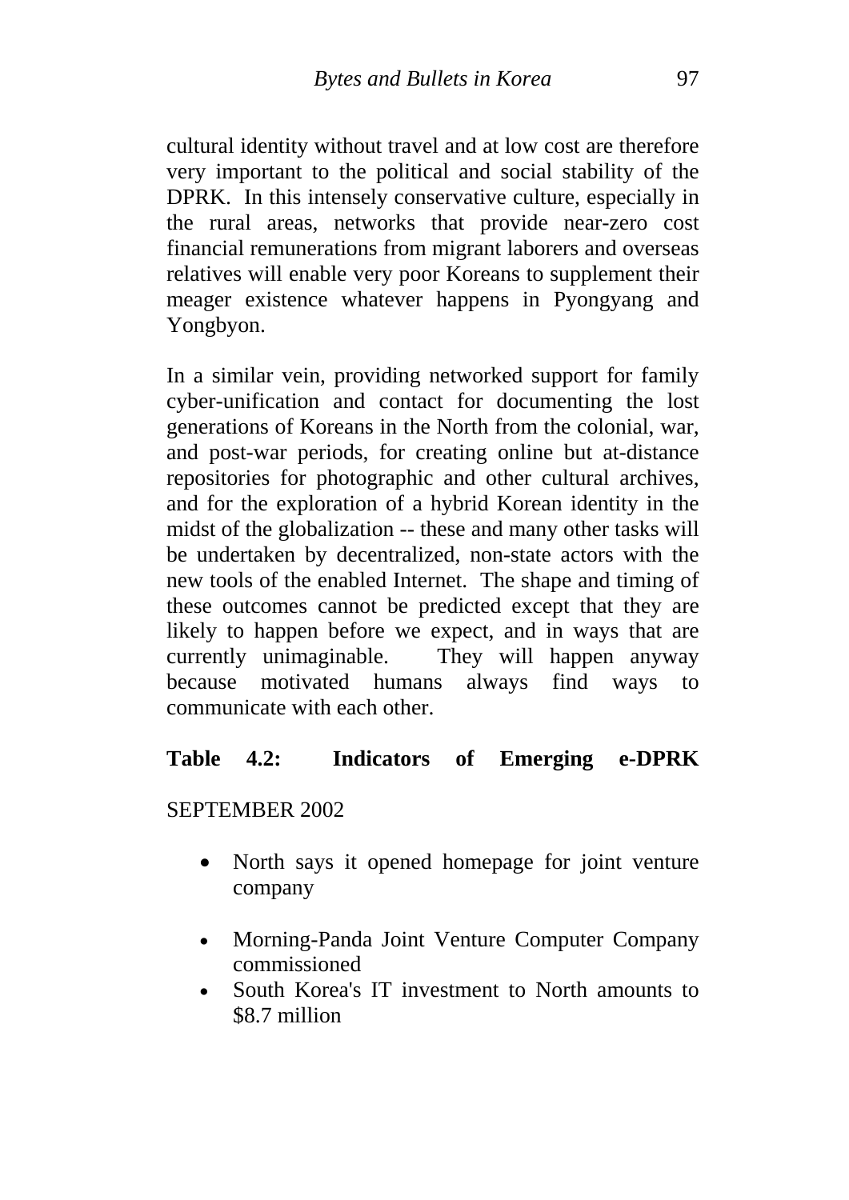cultural identity without travel and at low cost are therefore very important to the political and social stability of the DPRK. In this intensely conservative culture, especially in the rural areas, networks that provide near-zero cost financial remunerations from migrant laborers and overseas relatives will enable very poor Koreans to supplement their meager existence whatever happens in Pyongyang and Yongbyon.

In a similar vein, providing networked support for family cyber-unification and contact for documenting the lost generations of Koreans in the North from the colonial, war, and post-war periods, for creating online but at-distance repositories for photographic and other cultural archives, and for the exploration of a hybrid Korean identity in the midst of the globalization -- these and many other tasks will be undertaken by decentralized, non-state actors with the new tools of the enabled Internet. The shape and timing of these outcomes cannot be predicted except that they are likely to happen before we expect, and in ways that are currently unimaginable. They will happen anyway because motivated humans always find ways to communicate with each other.

**Table 4.2: Indicators of Emerging e-DPRK**

SEPTEMBER 2002

- North says it opened homepage for joint venture company
- Morning-Panda Joint Venture Computer Company commissioned
- South Korea's IT investment to North amounts to \$8.7 million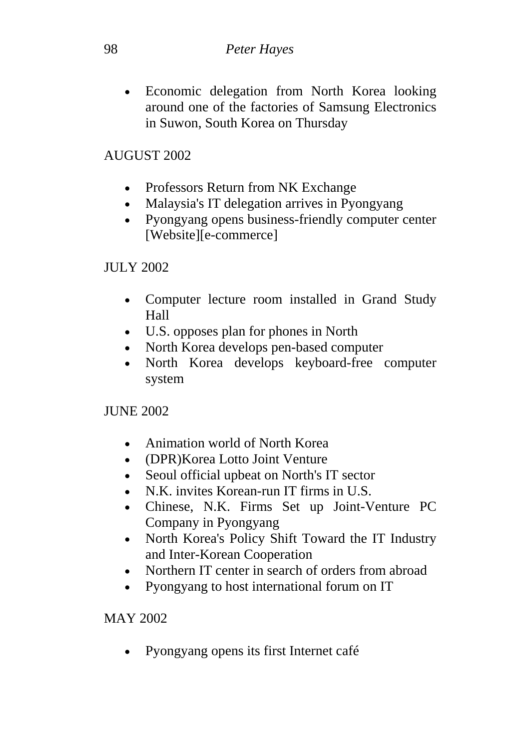- Economic delegation from North Korea looking around one of the factories of Samsung Electronics in Suwon, South Korea on Thursday

AUGUST 2002

- Professors Return from NK Exchange
- Malaysia's IT delegation arrives in Pyongyang
- Pyongyang opens business-friendly computer center [Website][e-commerce]

JULY 2002

- Computer lecture room installed in Grand Study Hall
- U.S. opposes plan for phones in North
- North Korea develops pen-based computer
- North Korea develops keyboard-free computer system

JUNE 2002

- Animation world of North Korea
- (DPR)Korea Lotto Joint Venture
- Seoul official upbeat on North's IT sector
- N.K. invites Korean-run IT firms in U.S.
- Chinese, N.K. Firms Set up Joint-Venture PC Company in Pyongyang
- North Korea's Policy Shift Toward the IT Industry and Inter-Korean Cooperation
- Northern IT center in search of orders from abroad
- Pyongyang to host international forum on IT

MAY 2002

- Pyongyang opens its first Internet café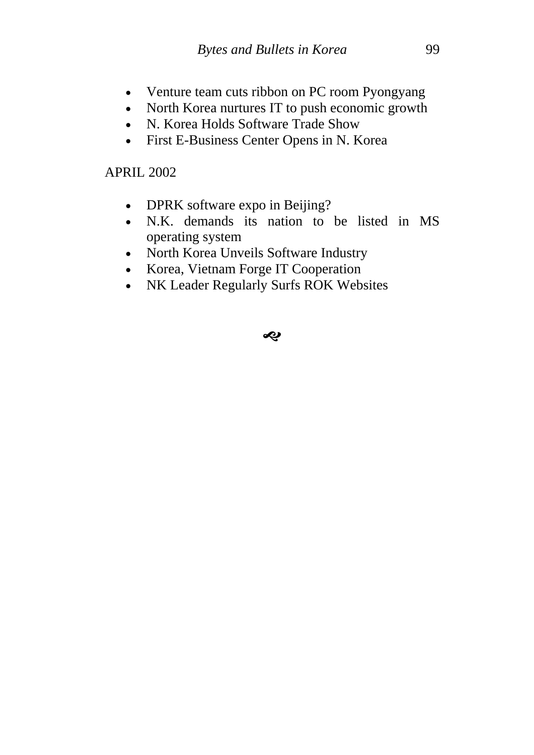- Venture team cuts ribbon on PC room Pyongyang
- North Korea nurtures IT to push economic growth
- N. Korea Holds Software Trade Show
- First E-Business Center Opens in N. Korea

APRIL 2002

- DPRK software expo in Beijing?
- N.K. demands its nation to be listed in MS operating system
- North Korea Unveils Software Industry
- Korea, Vietnam Forge IT Cooperation
- NK Leader Regularly Surfs ROK Websites